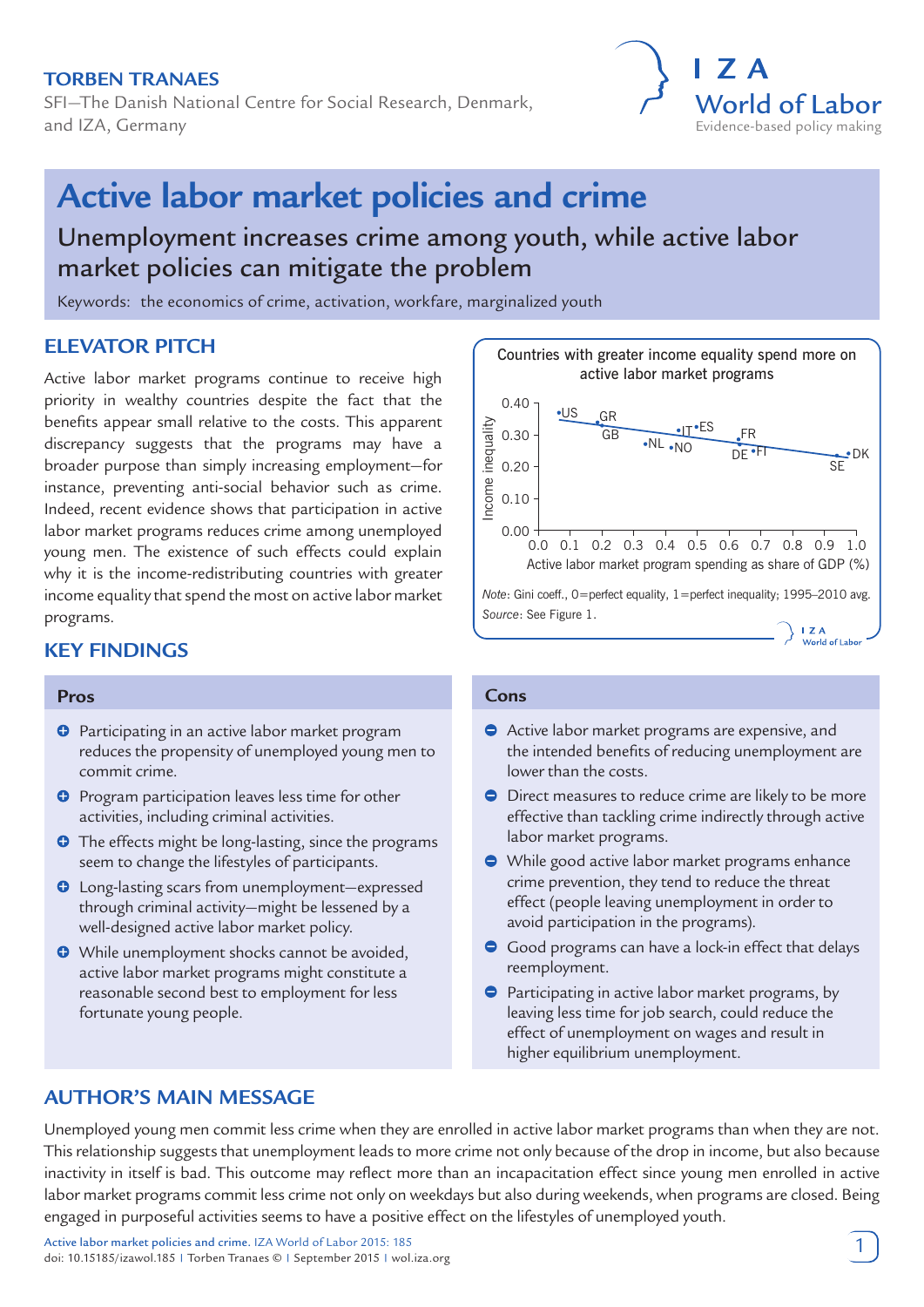**TORBEN TRANAES**

SFI—The Danish National Centre for Social Research, Denmark, and IZA, Germany

I Z A World of Labor
Evidence-based policy making

# Active labor market policies and crime

## Unemployment increases crime among youth, while active labor market policies can mitigate the problem

Keywords: the economics of crime, activation, workfare, marginalized youth

## ELEVATOR PITCH

Active labor market programs continue to receive high priority in wealthy countries despite the fact that the benefits appear small relative to the costs. This apparent discrepancy suggests that the programs may have a broader purpose than simply increasing employment—for instance, preventing anti-social behavior such as crime. Indeed, recent evidence shows that participation in active labor market programs reduces crime among unemployed young men. The existence of such effects could explain why it is the income-redistributing countries with greater income equality that spend the most on active labor market programs.

Countries with greater income equality spend more on active labor market programs

*Note*: Gini coeff., 0=perfect equality, 1=perfect inequality; 1995–2010 avg.
*Source*: See Figure 1.

## KEY FINDINGS

### Pros

- Participating in an active labor market program reduces the propensity of unemployed young men to commit crime.
- Program participation leaves less time for other activities, including criminal activities.
- The effects might be long-lasting, since the programs seem to change the lifestyles of participants.
- Long-lasting scars from unemployment—expressed through criminal activity—might be lessened by a well-designed active labor market policy.
- While unemployment shocks cannot be avoided, active labor market programs might constitute a reasonable second best to employment for less fortunate young people.

### Cons

- Active labor market programs are expensive, and the intended benefits of reducing unemployment are lower than the costs.
- Direct measures to reduce crime are likely to be more effective than tackling crime indirectly through active labor market programs.
- While good active labor market programs enhance crime prevention, they tend to reduce the threat effect (people leaving unemployment in order to avoid participation in the programs).
- Good programs can have a lock-in effect that delays reemployment.
- Participating in active labor market programs, by leaving less time for job search, could reduce the effect of unemployment on wages and result in higher equilibrium unemployment.

## AUTHOR'S MAIN MESSAGE

Unemployed young men commit less crime when they are enrolled in active labor market programs than when they are not. This relationship suggests that unemployment leads to more crime not only because of the drop in income, but also because inactivity in itself is bad. This outcome may reflect more than an incapacitation effect since young men enrolled in active labor market programs commit less crime not only on weekdays but also during weekends, when programs are closed. Being engaged in purposeful activities seems to have a positive effect on the lifestyles of unemployed youth.

Active labor market policies and crime. IZA World of Labor 2015: 185
doi: 10.15185/izawol.185 | Torben Tranaes © | September 2015 | wol.iza.org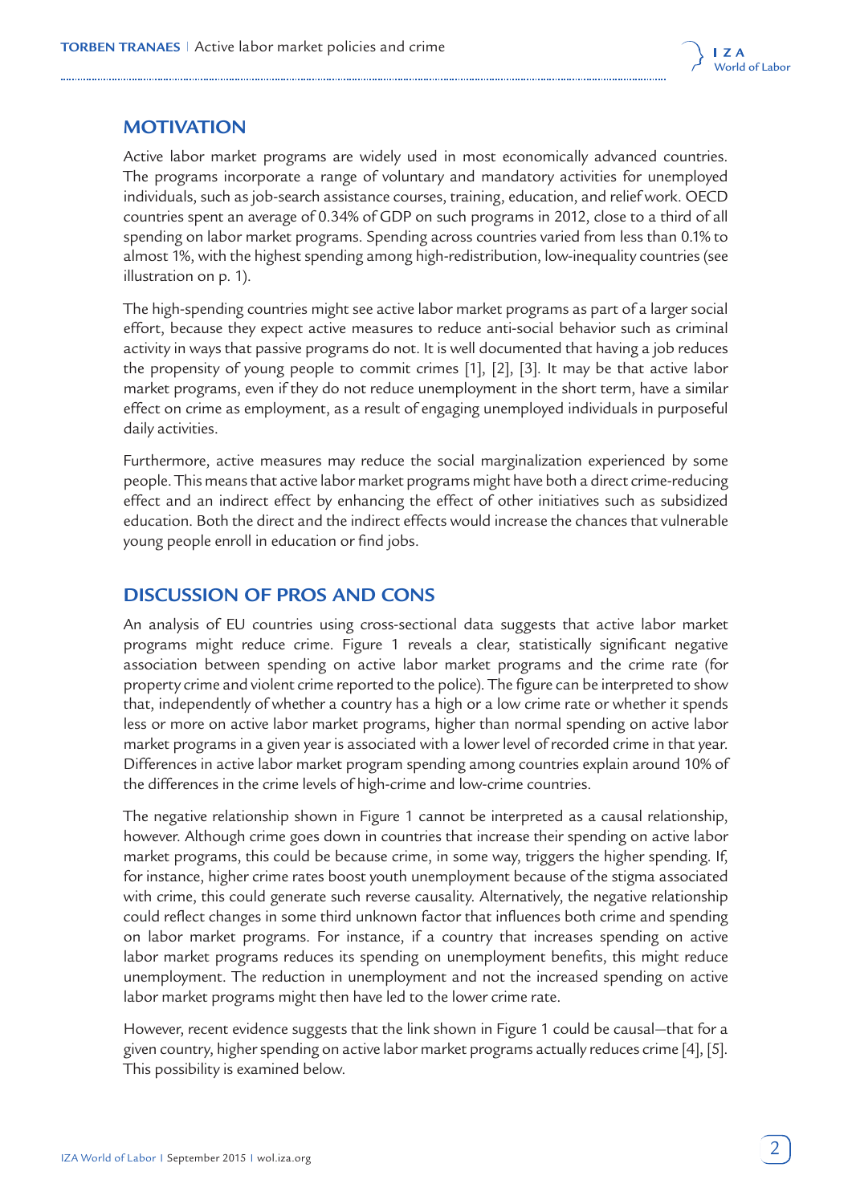## MOTIVATION

Active labor market programs are widely used in most economically advanced countries. The programs incorporate a range of voluntary and mandatory activities for unemployed individuals, such as job-search assistance courses, training, education, and relief work. OECD countries spent an average of 0.34% of GDP on such programs in 2012, close to a third of all spending on labor market programs. Spending across countries varied from less than 0.1% to almost 1%, with the highest spending among high-redistribution, low-inequality countries (see illustration on p. 1).

The high-spending countries might see active labor market programs as part of a larger social effort, because they expect active measures to reduce anti-social behavior such as criminal activity in ways that passive programs do not. It is well documented that having a job reduces the propensity of young people to commit crimes [1], [2], [3]. It may be that active labor market programs, even if they do not reduce unemployment in the short term, have a similar effect on crime as employment, as a result of engaging unemployed individuals in purposeful daily activities.

Furthermore, active measures may reduce the social marginalization experienced by some people. This means that active labor market programs might have both a direct crime-reducing effect and an indirect effect by enhancing the effect of other initiatives such as subsidized education. Both the direct and the indirect effects would increase the chances that vulnerable young people enroll in education or find jobs.

## DISCUSSION OF PROS AND CONS

An analysis of EU countries using cross-sectional data suggests that active labor market programs might reduce crime. Figure 1 reveals a clear, statistically significant negative association between spending on active labor market programs and the crime rate (for property crime and violent crime reported to the police). The figure can be interpreted to show that, independently of whether a country has a high or a low crime rate or whether it spends less or more on active labor market programs, higher than normal spending on active labor market programs in a given year is associated with a lower level of recorded crime in that year. Differences in active labor market program spending among countries explain around 10% of the differences in the crime levels of high-crime and low-crime countries.

The negative relationship shown in Figure 1 cannot be interpreted as a causal relationship, however. Although crime goes down in countries that increase their spending on active labor market programs, this could be because crime, in some way, triggers the higher spending. If, for instance, higher crime rates boost youth unemployment because of the stigma associated with crime, this could generate such reverse causality. Alternatively, the negative relationship could reflect changes in some third unknown factor that influences both crime and spending on labor market programs. For instance, if a country that increases spending on active labor market programs reduces its spending on unemployment benefits, this might reduce unemployment. The reduction in unemployment and not the increased spending on active labor market programs might then have led to the lower crime rate.

However, recent evidence suggests that the link shown in Figure 1 could be causal—that for a given country, higher spending on active labor market programs actually reduces crime [4], [5]. This possibility is examined below.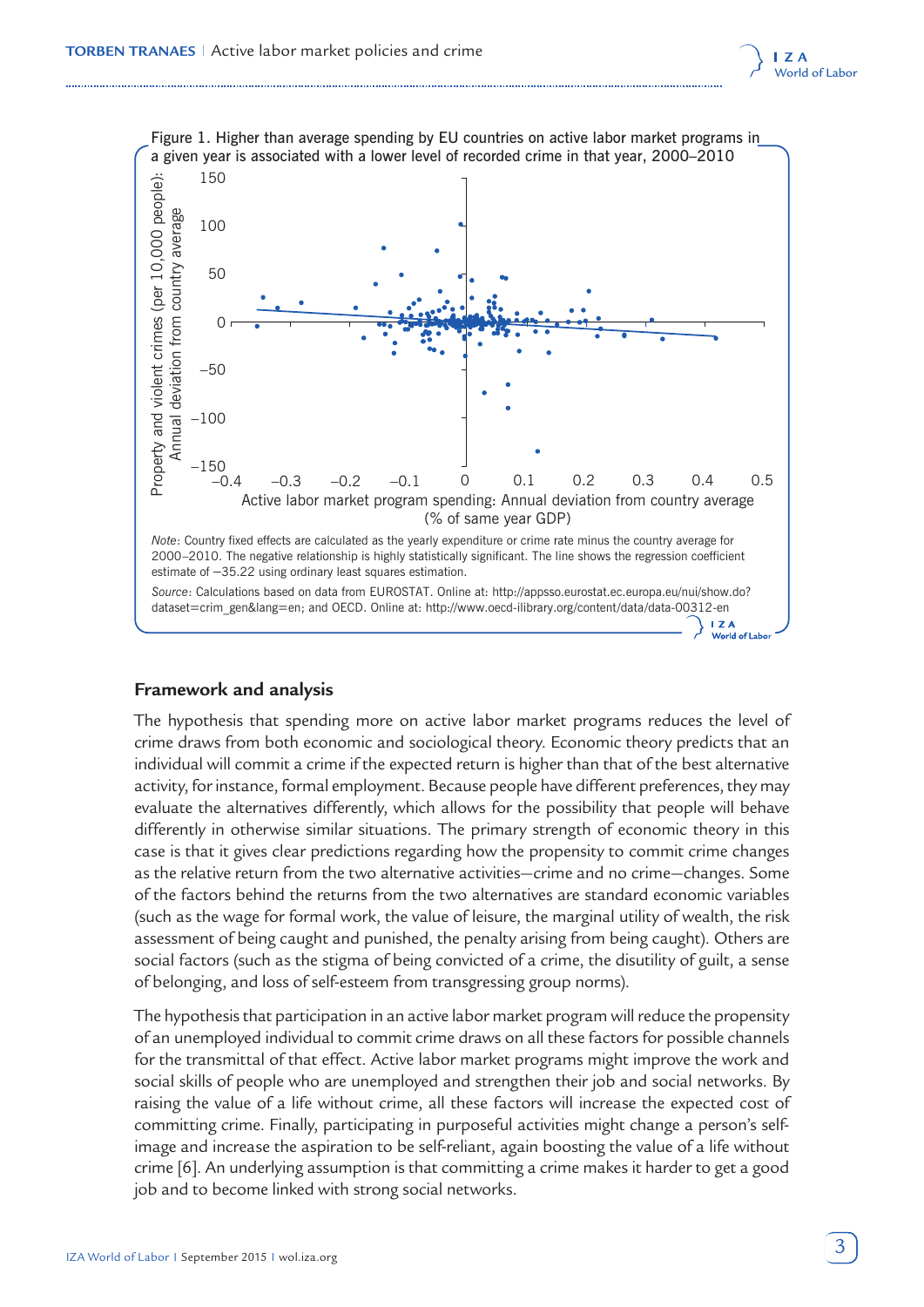Figure 1. Higher than average spending by EU countries on active labor market programs in a given year is associated with a lower level of recorded crime in that year, 2000–2010

*Note*: Country fixed effects are calculated as the yearly expenditure or crime rate minus the country average for 2000–2010. The negative relationship is highly statistically significant. The line shows the regression coefficient estimate of −35.22 using ordinary least squares estimation.

*Source*: Calculations based on data from EUROSTAT. Online at: http://appsso.eurostat.ec.europa.eu/nui/show.do?dataset=crim_gen&lang=en; and OECD. Online at: http://www.oecd-ilibrary.org/content/data/data-00312-en

## Framework and analysis

The hypothesis that spending more on active labor market programs reduces the level of crime draws from both economic and sociological theory. Economic theory predicts that an individual will commit a crime if the expected return is higher than that of the best alternative activity, for instance, formal employment. Because people have different preferences, they may evaluate the alternatives differently, which allows for the possibility that people will behave differently in otherwise similar situations. The primary strength of economic theory in this case is that it gives clear predictions regarding how the propensity to commit crime changes as the relative return from the two alternative activities—crime and no crime—changes. Some of the factors behind the returns from the two alternatives are standard economic variables (such as the wage for formal work, the value of leisure, the marginal utility of wealth, the risk assessment of being caught and punished, the penalty arising from being caught). Others are social factors (such as the stigma of being convicted of a crime, the disutility of guilt, a sense of belonging, and loss of self-esteem from transgressing group norms).

The hypothesis that participation in an active labor market program will reduce the propensity of an unemployed individual to commit crime draws on all these factors for possible channels for the transmittal of that effect. Active labor market programs might improve the work and social skills of people who are unemployed and strengthen their job and social networks. By raising the value of a life without crime, all these factors will increase the expected cost of committing crime. Finally, participating in purposeful activities might change a person's self-image and increase the aspiration to be self-reliant, again boosting the value of a life without crime [6]. An underlying assumption is that committing a crime makes it harder to get a good job and to become linked with strong social networks.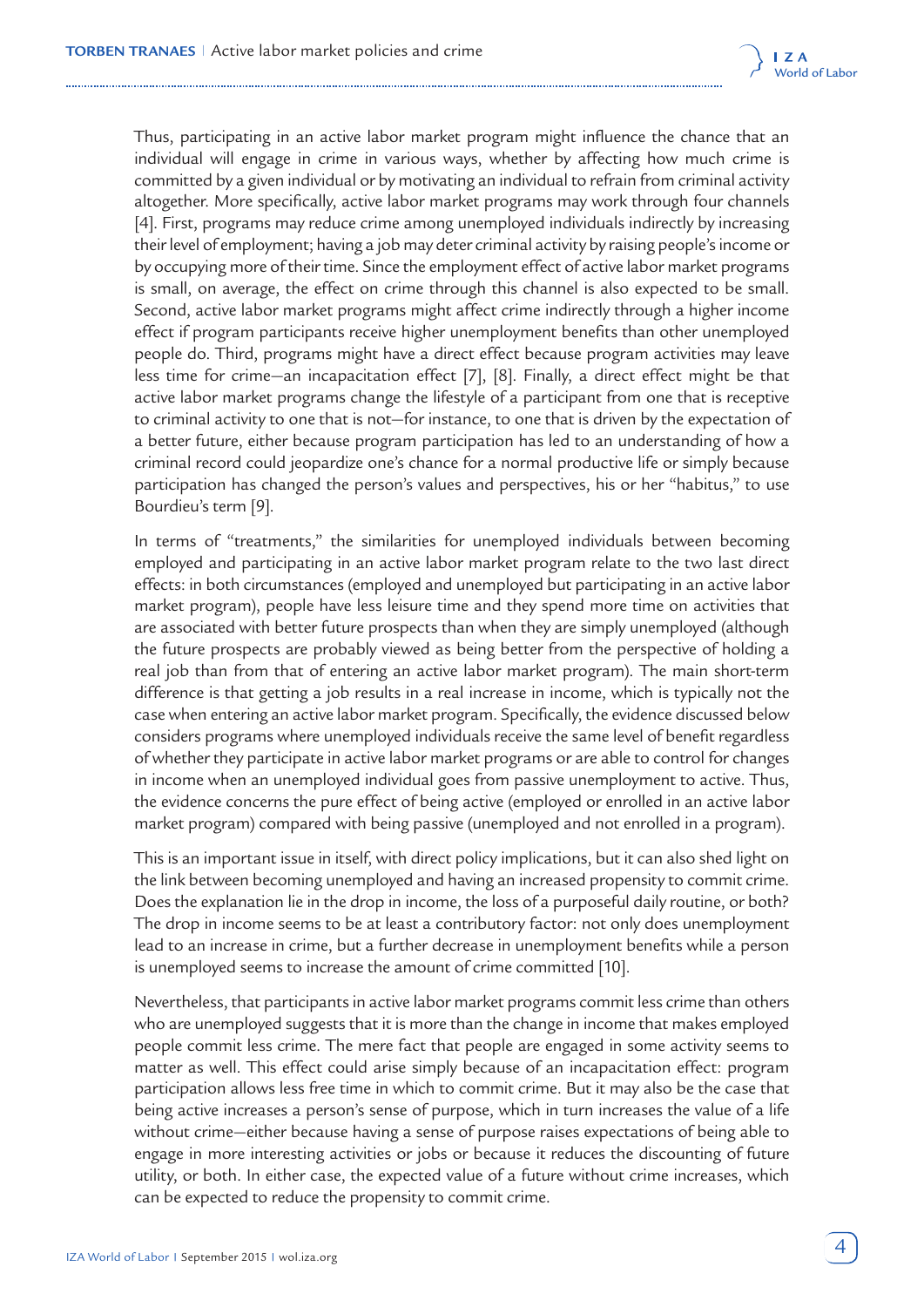Thus, participating in an active labor market program might influence the chance that an individual will engage in crime in various ways, whether by affecting how much crime is committed by a given individual or by motivating an individual to refrain from criminal activity altogether. More specifically, active labor market programs may work through four channels [4]. First, programs may reduce crime among unemployed individuals indirectly by increasing their level of employment; having a job may deter criminal activity by raising people's income or by occupying more of their time. Since the employment effect of active labor market programs is small, on average, the effect on crime through this channel is also expected to be small. Second, active labor market programs might affect crime indirectly through a higher income effect if program participants receive higher unemployment benefits than other unemployed people do. Third, programs might have a direct effect because program activities may leave less time for crime—an incapacitation effect [7], [8]. Finally, a direct effect might be that active labor market programs change the lifestyle of a participant from one that is receptive to criminal activity to one that is not—for instance, to one that is driven by the expectation of a better future, either because program participation has led to an understanding of how a criminal record could jeopardize one's chance for a normal productive life or simply because participation has changed the person's values and perspectives, his or her "habitus," to use Bourdieu's term [9].

In terms of "treatments," the similarities for unemployed individuals between becoming employed and participating in an active labor market program relate to the two last direct effects: in both circumstances (employed and unemployed but participating in an active labor market program), people have less leisure time and they spend more time on activities that are associated with better future prospects than when they are simply unemployed (although the future prospects are probably viewed as being better from the perspective of holding a real job than from that of entering an active labor market program). The main short-term difference is that getting a job results in a real increase in income, which is typically not the case when entering an active labor market program. Specifically, the evidence discussed below considers programs where unemployed individuals receive the same level of benefit regardless of whether they participate in active labor market programs or are able to control for changes in income when an unemployed individual goes from passive unemployment to active. Thus, the evidence concerns the pure effect of being active (employed or enrolled in an active labor market program) compared with being passive (unemployed and not enrolled in a program).

This is an important issue in itself, with direct policy implications, but it can also shed light on the link between becoming unemployed and having an increased propensity to commit crime. Does the explanation lie in the drop in income, the loss of a purposeful daily routine, or both? The drop in income seems to be at least a contributory factor: not only does unemployment lead to an increase in crime, but a further decrease in unemployment benefits while a person is unemployed seems to increase the amount of crime committed [10].

Nevertheless, that participants in active labor market programs commit less crime than others who are unemployed suggests that it is more than the change in income that makes employed people commit less crime. The mere fact that people are engaged in some activity seems to matter as well. This effect could arise simply because of an incapacitation effect: program participation allows less free time in which to commit crime. But it may also be the case that being active increases a person's sense of purpose, which in turn increases the value of a life without crime—either because having a sense of purpose raises expectations of being able to engage in more interesting activities or jobs or because it reduces the discounting of future utility, or both. In either case, the expected value of a future without crime increases, which can be expected to reduce the propensity to commit crime.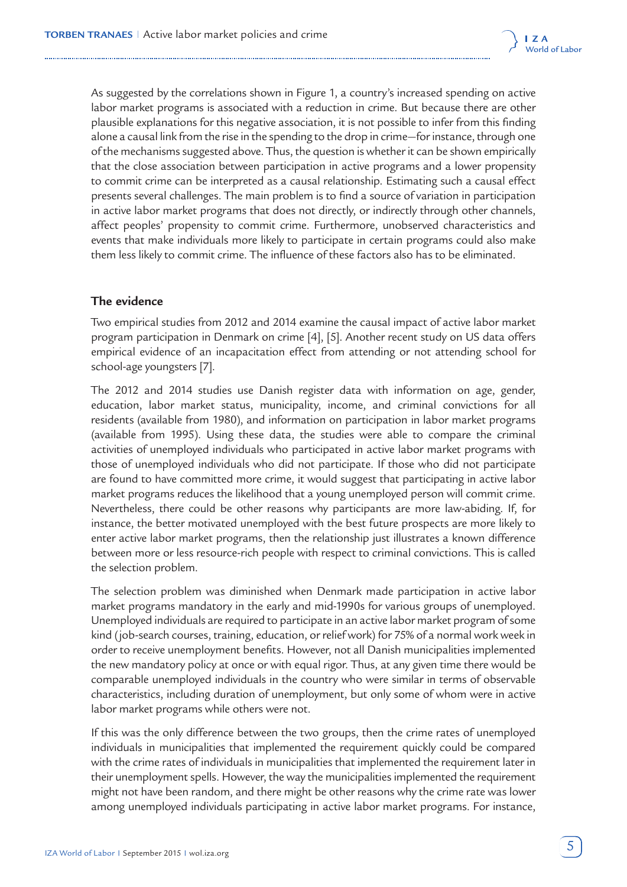As suggested by the correlations shown in Figure 1, a country's increased spending on active labor market programs is associated with a reduction in crime. But because there are other plausible explanations for this negative association, it is not possible to infer from this finding alone a causal link from the rise in the spending to the drop in crime—for instance, through one of the mechanisms suggested above. Thus, the question is whether it can be shown empirically that the close association between participation in active programs and a lower propensity to commit crime can be interpreted as a causal relationship. Estimating such a causal effect presents several challenges. The main problem is to find a source of variation in participation in active labor market programs that does not directly, or indirectly through other channels, affect peoples' propensity to commit crime. Furthermore, unobserved characteristics and events that make individuals more likely to participate in certain programs could also make them less likely to commit crime. The influence of these factors also has to be eliminated.

## The evidence

Two empirical studies from 2012 and 2014 examine the causal impact of active labor market program participation in Denmark on crime [4], [5]. Another recent study on US data offers empirical evidence of an incapacitation effect from attending or not attending school for school-age youngsters [7].

The 2012 and 2014 studies use Danish register data with information on age, gender, education, labor market status, municipality, income, and criminal convictions for all residents (available from 1980), and information on participation in labor market programs (available from 1995). Using these data, the studies were able to compare the criminal activities of unemployed individuals who participated in active labor market programs with those of unemployed individuals who did not participate. If those who did not participate are found to have committed more crime, it would suggest that participating in active labor market programs reduces the likelihood that a young unemployed person will commit crime. Nevertheless, there could be other reasons why participants are more law-abiding. If, for instance, the better motivated unemployed with the best future prospects are more likely to enter active labor market programs, then the relationship just illustrates a known difference between more or less resource-rich people with respect to criminal convictions. This is called the selection problem.

The selection problem was diminished when Denmark made participation in active labor market programs mandatory in the early and mid-1990s for various groups of unemployed. Unemployed individuals are required to participate in an active labor market program of some kind (job-search courses, training, education, or relief work) for 75% of a normal work week in order to receive unemployment benefits. However, not all Danish municipalities implemented the new mandatory policy at once or with equal rigor. Thus, at any given time there would be comparable unemployed individuals in the country who were similar in terms of observable characteristics, including duration of unemployment, but only some of whom were in active labor market programs while others were not.

If this was the only difference between the two groups, then the crime rates of unemployed individuals in municipalities that implemented the requirement quickly could be compared with the crime rates of individuals in municipalities that implemented the requirement later in their unemployment spells. However, the way the municipalities implemented the requirement might not have been random, and there might be other reasons why the crime rate was lower among unemployed individuals participating in active labor market programs. For instance,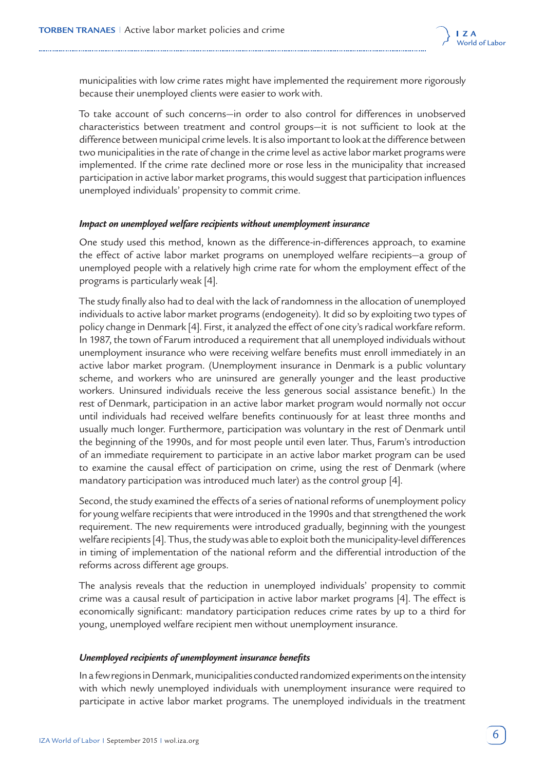municipalities with low crime rates might have implemented the requirement more rigorously because their unemployed clients were easier to work with.

To take account of such concerns—in order to also control for differences in unobserved characteristics between treatment and control groups—it is not sufficient to look at the difference between municipal crime levels. It is also important to look at the difference between two municipalities in the rate of change in the crime level as active labor market programs were implemented. If the crime rate declined more or rose less in the municipality that increased participation in active labor market programs, this would suggest that participation influences unemployed individuals' propensity to commit crime.

#### *Impact on unemployed welfare recipients without unemployment insurance*

One study used this method, known as the difference-in-differences approach, to examine the effect of active labor market programs on unemployed welfare recipients—a group of unemployed people with a relatively high crime rate for whom the employment effect of the programs is particularly weak [4].

The study finally also had to deal with the lack of randomness in the allocation of unemployed individuals to active labor market programs (endogeneity). It did so by exploiting two types of policy change in Denmark [4]. First, it analyzed the effect of one city's radical workfare reform. In 1987, the town of Farum introduced a requirement that all unemployed individuals without unemployment insurance who were receiving welfare benefits must enroll immediately in an active labor market program. (Unemployment insurance in Denmark is a public voluntary scheme, and workers who are uninsured are generally younger and the least productive workers. Uninsured individuals receive the less generous social assistance benefit.) In the rest of Denmark, participation in an active labor market program would normally not occur until individuals had received welfare benefits continuously for at least three months and usually much longer. Furthermore, participation was voluntary in the rest of Denmark until the beginning of the 1990s, and for most people until even later. Thus, Farum's introduction of an immediate requirement to participate in an active labor market program can be used to examine the causal effect of participation on crime, using the rest of Denmark (where mandatory participation was introduced much later) as the control group [4].

Second, the study examined the effects of a series of national reforms of unemployment policy for young welfare recipients that were introduced in the 1990s and that strengthened the work requirement. The new requirements were introduced gradually, beginning with the youngest welfare recipients [4]. Thus, the study was able to exploit both the municipality-level differences in timing of implementation of the national reform and the differential introduction of the reforms across different age groups.

The analysis reveals that the reduction in unemployed individuals' propensity to commit crime was a causal result of participation in active labor market programs [4]. The effect is economically significant: mandatory participation reduces crime rates by up to a third for young, unemployed welfare recipient men without unemployment insurance.

#### *Unemployed recipients of unemployment insurance benefits*

In a few regions in Denmark, municipalities conducted randomized experiments on the intensity with which newly unemployed individuals with unemployment insurance were required to participate in active labor market programs. The unemployed individuals in the treatment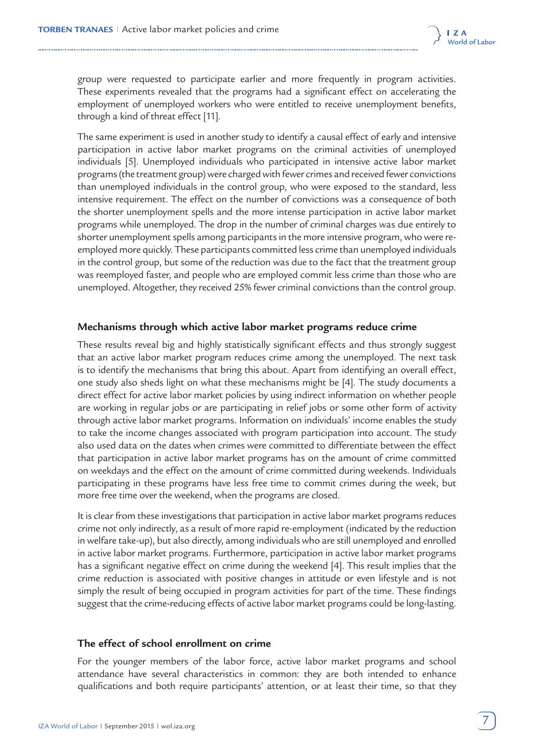group were requested to participate earlier and more frequently in program activities. These experiments revealed that the programs had a significant effect on accelerating the employment of unemployed workers who were entitled to receive unemployment benefits, through a kind of threat effect [11].

The same experiment is used in another study to identify a causal effect of early and intensive participation in active labor market programs on the criminal activities of unemployed individuals [5]. Unemployed individuals who participated in intensive active labor market programs (the treatment group) were charged with fewer crimes and received fewer convictions than unemployed individuals in the control group, who were exposed to the standard, less intensive requirement. The effect on the number of convictions was a consequence of both the shorter unemployment spells and the more intense participation in active labor market programs while unemployed. The drop in the number of criminal charges was due entirely to shorter unemployment spells among participants in the more intensive program, who were re-employed more quickly. These participants committed less crime than unemployed individuals in the control group, but some of the reduction was due to the fact that the treatment group was reemployed faster, and people who are employed commit less crime than those who are unemployed. Altogether, they received 25% fewer criminal convictions than the control group.

## Mechanisms through which active labor market programs reduce crime

These results reveal big and highly statistically significant effects and thus strongly suggest that an active labor market program reduces crime among the unemployed. The next task is to identify the mechanisms that bring this about. Apart from identifying an overall effect, one study also sheds light on what these mechanisms might be [4]. The study documents a direct effect for active labor market policies by using indirect information on whether people are working in regular jobs or are participating in relief jobs or some other form of activity through active labor market programs. Information on individuals' income enables the study to take the income changes associated with program participation into account. The study also used data on the dates when crimes were committed to differentiate between the effect that participation in active labor market programs has on the amount of crime committed on weekdays and the effect on the amount of crime committed during weekends. Individuals participating in these programs have less free time to commit crimes during the week, but more free time over the weekend, when the programs are closed.

It is clear from these investigations that participation in active labor market programs reduces crime not only indirectly, as a result of more rapid re-employment (indicated by the reduction in welfare take-up), but also directly, among individuals who are still unemployed and enrolled in active labor market programs. Furthermore, participation in active labor market programs has a significant negative effect on crime during the weekend [4]. This result implies that the crime reduction is associated with positive changes in attitude or even lifestyle and is not simply the result of being occupied in program activities for part of the time. These findings suggest that the crime-reducing effects of active labor market programs could be long-lasting.

## The effect of school enrollment on crime

For the younger members of the labor force, active labor market programs and school attendance have several characteristics in common: they are both intended to enhance qualifications and both require participants' attention, or at least their time, so that they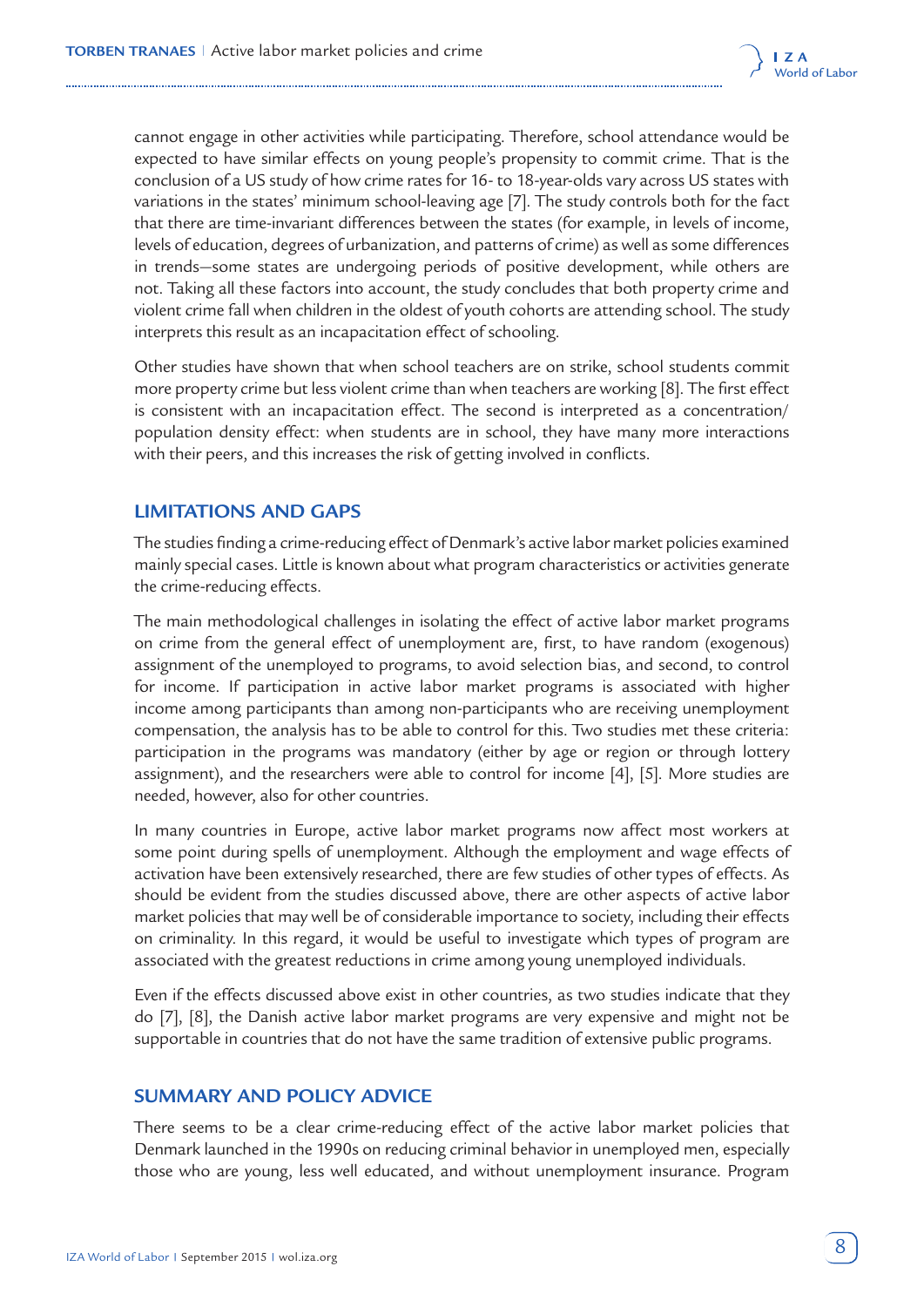cannot engage in other activities while participating. Therefore, school attendance would be expected to have similar effects on young people's propensity to commit crime. That is the conclusion of a US study of how crime rates for 16- to 18-year-olds vary across US states with variations in the states' minimum school-leaving age [7]. The study controls both for the fact that there are time-invariant differences between the states (for example, in levels of income, levels of education, degrees of urbanization, and patterns of crime) as well as some differences in trends—some states are undergoing periods of positive development, while others are not. Taking all these factors into account, the study concludes that both property crime and violent crime fall when children in the oldest of youth cohorts are attending school. The study interprets this result as an incapacitation effect of schooling.

Other studies have shown that when school teachers are on strike, school students commit more property crime but less violent crime than when teachers are working [8]. The first effect is consistent with an incapacitation effect. The second is interpreted as a concentration/population density effect: when students are in school, they have many more interactions with their peers, and this increases the risk of getting involved in conflicts.

## LIMITATIONS AND GAPS

The studies finding a crime-reducing effect of Denmark's active labor market policies examined mainly special cases. Little is known about what program characteristics or activities generate the crime-reducing effects.

The main methodological challenges in isolating the effect of active labor market programs on crime from the general effect of unemployment are, first, to have random (exogenous) assignment of the unemployed to programs, to avoid selection bias, and second, to control for income. If participation in active labor market programs is associated with higher income among participants than among non-participants who are receiving unemployment compensation, the analysis has to be able to control for this. Two studies met these criteria: participation in the programs was mandatory (either by age or region or through lottery assignment), and the researchers were able to control for income [4], [5]. More studies are needed, however, also for other countries.

In many countries in Europe, active labor market programs now affect most workers at some point during spells of unemployment. Although the employment and wage effects of activation have been extensively researched, there are few studies of other types of effects. As should be evident from the studies discussed above, there are other aspects of active labor market policies that may well be of considerable importance to society, including their effects on criminality. In this regard, it would be useful to investigate which types of program are associated with the greatest reductions in crime among young unemployed individuals.

Even if the effects discussed above exist in other countries, as two studies indicate that they do [7], [8], the Danish active labor market programs are very expensive and might not be supportable in countries that do not have the same tradition of extensive public programs.

## SUMMARY AND POLICY ADVICE

There seems to be a clear crime-reducing effect of the active labor market policies that Denmark launched in the 1990s on reducing criminal behavior in unemployed men, especially those who are young, less well educated, and without unemployment insurance. Program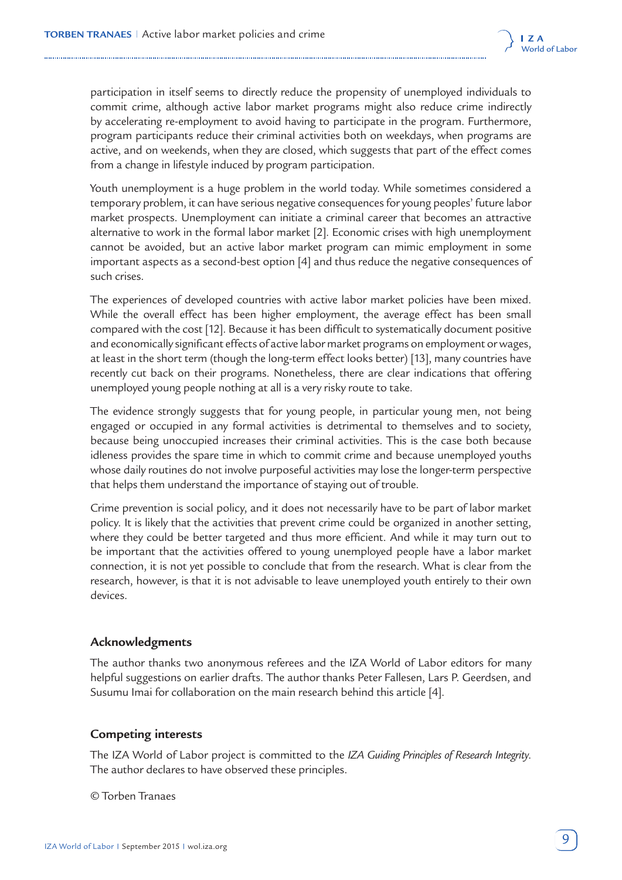participation in itself seems to directly reduce the propensity of unemployed individuals to commit crime, although active labor market programs might also reduce crime indirectly by accelerating re-employment to avoid having to participate in the program. Furthermore, program participants reduce their criminal activities both on weekdays, when programs are active, and on weekends, when they are closed, which suggests that part of the effect comes from a change in lifestyle induced by program participation.

Youth unemployment is a huge problem in the world today. While sometimes considered a temporary problem, it can have serious negative consequences for young peoples' future labor market prospects. Unemployment can initiate a criminal career that becomes an attractive alternative to work in the formal labor market [2]. Economic crises with high unemployment cannot be avoided, but an active labor market program can mimic employment in some important aspects as a second-best option [4] and thus reduce the negative consequences of such crises.

The experiences of developed countries with active labor market policies have been mixed. While the overall effect has been higher employment, the average effect has been small compared with the cost [12]. Because it has been difficult to systematically document positive and economically significant effects of active labor market programs on employment or wages, at least in the short term (though the long-term effect looks better) [13], many countries have recently cut back on their programs. Nonetheless, there are clear indications that offering unemployed young people nothing at all is a very risky route to take.

The evidence strongly suggests that for young people, in particular young men, not being engaged or occupied in any formal activities is detrimental to themselves and to society, because being unoccupied increases their criminal activities. This is the case both because idleness provides the spare time in which to commit crime and because unemployed youths whose daily routines do not involve purposeful activities may lose the longer-term perspective that helps them understand the importance of staying out of trouble.

Crime prevention is social policy, and it does not necessarily have to be part of labor market policy. It is likely that the activities that prevent crime could be organized in another setting, where they could be better targeted and thus more efficient. And while it may turn out to be important that the activities offered to young unemployed people have a labor market connection, it is not yet possible to conclude that from the research. What is clear from the research, however, is that it is not advisable to leave unemployed youth entirely to their own devices.

### Acknowledgments

The author thanks two anonymous referees and the IZA World of Labor editors for many helpful suggestions on earlier drafts. The author thanks Peter Fallesen, Lars P. Geerdsen, and Susumu Imai for collaboration on the main research behind this article [4].

### Competing interests

The IZA World of Labor project is committed to the *IZA Guiding Principles of Research Integrity*. The author declares to have observed these principles.

© Torben Tranaes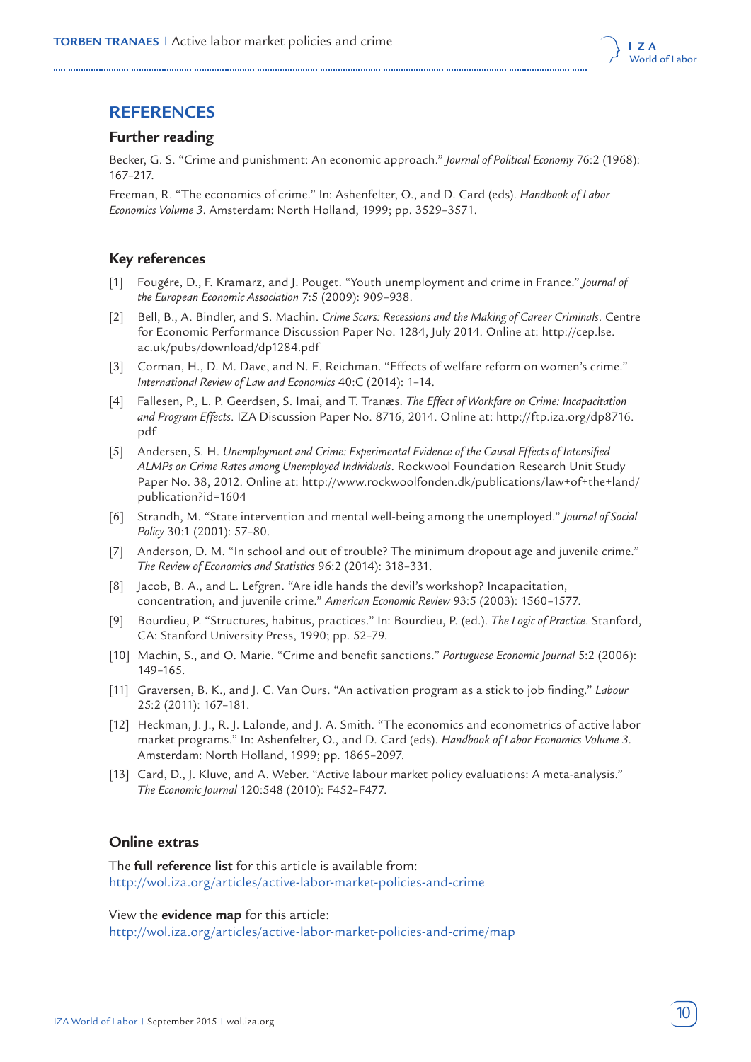## REFERENCES

### Further reading

Becker, G. S. "Crime and punishment: An economic approach." *Journal of Political Economy* 76:2 (1968): 167–217.

Freeman, R. "The economics of crime." In: Ashenfelter, O., and D. Card (eds). *Handbook of Labor Economics Volume 3*. Amsterdam: North Holland, 1999; pp. 3529–3571.

### Key references

[1] Fougére, D., F. Kramarz, and J. Pouget. "Youth unemployment and crime in France." *Journal of the European Economic Association* 7:5 (2009): 909–938.

[2] Bell, B., A. Bindler, and S. Machin. *Crime Scars: Recessions and the Making of Career Criminals*. Centre for Economic Performance Discussion Paper No. 1284, July 2014. Online at: http://cep.lse.ac.uk/pubs/download/dp1284.pdf

[3] Corman, H., D. M. Dave, and N. E. Reichman. "Effects of welfare reform on women's crime." *International Review of Law and Economics* 40:C (2014): 1–14.

[4] Fallesen, P., L. P. Geerdsen, S. Imai, and T. Tranæs. *The Effect of Workfare on Crime: Incapacitation and Program Effects*. IZA Discussion Paper No. 8716, 2014. Online at: http://ftp.iza.org/dp8716.pdf

[5] Andersen, S. H. *Unemployment and Crime: Experimental Evidence of the Causal Effects of Intensified ALMPs on Crime Rates among Unemployed Individuals*. Rockwool Foundation Research Unit Study Paper No. 38, 2012. Online at: http://www.rockwoolfonden.dk/publications/law+of+the+land/publication?id=1604

[6] Strandh, M. "State intervention and mental well-being among the unemployed." *Journal of Social Policy* 30:1 (2001): 57–80.

[7] Anderson, D. M. "In school and out of trouble? The minimum dropout age and juvenile crime." *The Review of Economics and Statistics* 96:2 (2014): 318–331.

[8] Jacob, B. A., and L. Lefgren. "Are idle hands the devil's workshop? Incapacitation, concentration, and juvenile crime." *American Economic Review* 93:5 (2003): 1560–1577.

[9] Bourdieu, P. "Structures, habitus, practices." In: Bourdieu, P. (ed.). *The Logic of Practice*. Stanford, CA: Stanford University Press, 1990; pp. 52–79.

[10] Machin, S., and O. Marie. "Crime and benefit sanctions." *Portuguese Economic Journal* 5:2 (2006): 149–165.

[11] Graversen, B. K., and J. C. Van Ours. "An activation program as a stick to job finding." *Labour* 25:2 (2011): 167–181.

[12] Heckman, J. J., R. J. Lalonde, and J. A. Smith. "The economics and econometrics of active labor market programs." In: Ashenfelter, O., and D. Card (eds). *Handbook of Labor Economics Volume 3*. Amsterdam: North Holland, 1999; pp. 1865–2097.

[13] Card, D., J. Kluve, and A. Weber. "Active labour market policy evaluations: A meta-analysis." *The Economic Journal* 120:548 (2010): F452–F477.

### Online extras

The **full reference list** for this article is available from:
http://wol.iza.org/articles/active-labor-market-policies-and-crime

View the **evidence map** for this article:
http://wol.iza.org/articles/active-labor-market-policies-and-crime/map